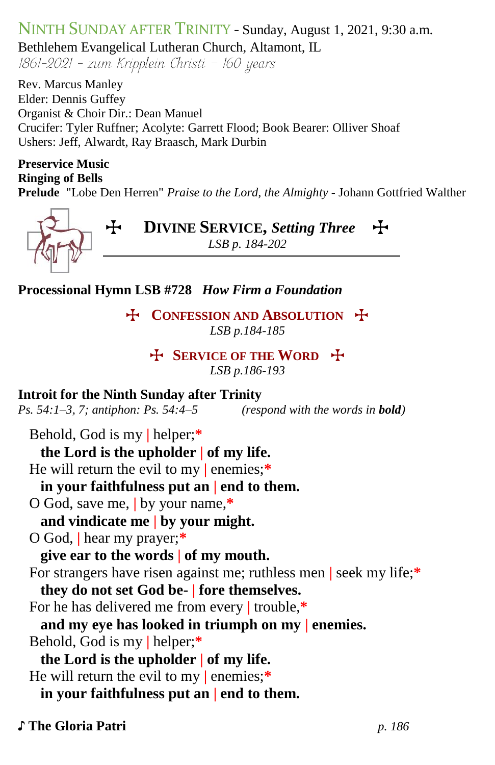# NINTH SUNDAY AFTER TRINITY - Sunday, August 1, 2021, 9:30 a.m.

Bethlehem Evangelical Lutheran Church, Altamont, IL
*1861-2021 – zum Kripplein Christi – 160 years*

Rev. Marcus Manley
Elder: Dennis Guffey
Organist & Choir Dir.: Dean Manuel
Crucifer: Tyler Ruffner; Acolyte: Garrett Flood; Book Bearer: Olliver Shoaf
Ushers: Jeff, Alwardt, Ray Braasch, Mark Durbin

**Preservice Music**
**Ringing of Bells**
**Prelude** "Lobe Den Herren" *Praise to the Lord, the Almighty* - Johann Gottfried Walther

## ☩ DIVINE SERVICE, *Setting Three* ☩

*LSB p. 184-202*

**Processional Hymn LSB #728** ***How Firm a Foundation***

## ☩ CONFESSION AND ABSOLUTION ☩

*LSB p.184-185*

## ☩ SERVICE OF THE WORD ☩

*LSB p.186-193*

**Introit for the Ninth Sunday after Trinity**
*Ps. 54:1–3, 7; antiphon: Ps. 54:4–5* *(respond with the words in **bold**)*

Behold, God is my | helper;*
**the Lord is the upholder | of my life.**
He will return the evil to my | enemies;*
**in your faithfulness put an | end to them.**
O God, save me, | by your name,*
**and vindicate me | by your might.**
O God, | hear my prayer;*
**give ear to the words | of my mouth.**
For strangers have risen against me; ruthless men | seek my life;*
**they do not set God be- | fore themselves.**
For he has delivered me from every | trouble,*
**and my eye has looked in triumph on my | enemies.**
Behold, God is my | helper;*
**the Lord is the upholder | of my life.**
He will return the evil to my | enemies;*
**in your faithfulness put an | end to them.**

♪ **The Gloria Patri** *p. 186*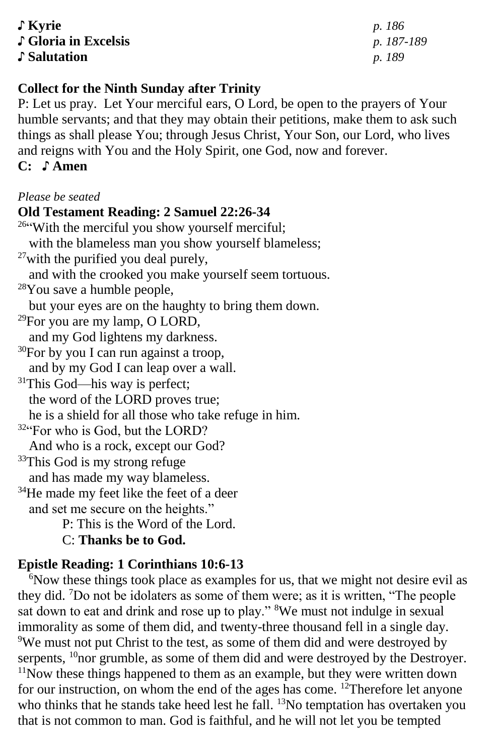**♪ Kyrie** *p. 186*
**♪ Gloria in Excelsis** *p. 187-189*
**♪ Salutation** *p. 189*

**Collect for the Ninth Sunday after Trinity**

P: Let us pray. Let Your merciful ears, O Lord, be open to the prayers of Your humble servants; and that they may obtain their petitions, make them to ask such things as shall please You; through Jesus Christ, Your Son, our Lord, who lives and reigns with You and the Holy Spirit, one God, now and forever.

**C: ♪ Amen**

*Please be seated*

**Old Testament Reading: 2 Samuel 22:26-34**

[26]"With the merciful you show yourself merciful;
with the blameless man you show yourself blameless;
[27]with the purified you deal purely,
and with the crooked you make yourself seem tortuous.
[28]You save a humble people,
but your eyes are on the haughty to bring them down.
[29]For you are my lamp, O LORD,
and my God lightens my darkness.
[30]For by you I can run against a troop,
and by my God I can leap over a wall.
[31]This God—his way is perfect;
the word of the LORD proves true;
he is a shield for all those who take refuge in him.
[32]"For who is God, but the LORD?
And who is a rock, except our God?
[33]This God is my strong refuge
and has made my way blameless.
[34]He made my feet like the feet of a deer
and set me secure on the heights."

P: This is the Word of the Lord.
C: **Thanks be to God.**

**Epistle Reading: 1 Corinthians 10:6-13**

[6]Now these things took place as examples for us, that we might not desire evil as they did. [7]Do not be idolaters as some of them were; as it is written, "The people sat down to eat and drink and rose up to play." [8]We must not indulge in sexual immorality as some of them did, and twenty-three thousand fell in a single day. [9]We must not put Christ to the test, as some of them did and were destroyed by serpents, [10]nor grumble, as some of them did and were destroyed by the Destroyer. [11]Now these things happened to them as an example, but they were written down for our instruction, on whom the end of the ages has come. [12]Therefore let anyone who thinks that he stands take heed lest he fall. [13]No temptation has overtaken you that is not common to man. God is faithful, and he will not let you be tempted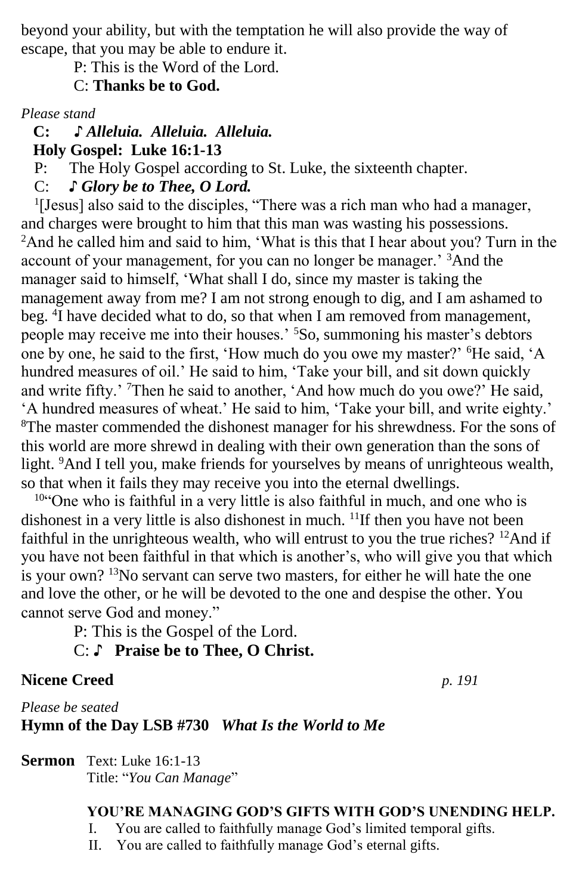beyond your ability, but with the temptation he will also provide the way of escape, that you may be able to endure it.

P: This is the Word of the Lord.

C: **Thanks be to God.**

*Please stand*

**C: ♪ *Alleluia. Alleluia. Alleluia.***

**Holy Gospel: Luke 16:1-13**

P: The Holy Gospel according to St. Luke, the sixteenth chapter.

C: ***♪ Glory be to Thee, O Lord.***

[1][Jesus] also said to the disciples, "There was a rich man who had a manager, and charges were brought to him that this man was wasting his possessions. [2]And he called him and said to him, 'What is this that I hear about you? Turn in the account of your management, for you can no longer be manager.' [3]And the manager said to himself, 'What shall I do, since my master is taking the management away from me? I am not strong enough to dig, and I am ashamed to beg. [4]I have decided what to do, so that when I am removed from management, people may receive me into their houses.' [5]So, summoning his master's debtors one by one, he said to the first, 'How much do you owe my master?' [6]He said, 'A hundred measures of oil.' He said to him, 'Take your bill, and sit down quickly and write fifty.' [7]Then he said to another, 'And how much do you owe?' He said, 'A hundred measures of wheat.' He said to him, 'Take your bill, and write eighty.' [8]The master commended the dishonest manager for his shrewdness. For the sons of this world are more shrewd in dealing with their own generation than the sons of light. [9]And I tell you, make friends for yourselves by means of unrighteous wealth, so that when it fails they may receive you into the eternal dwellings.

[10]"One who is faithful in a very little is also faithful in much, and one who is dishonest in a very little is also dishonest in much. [11]If then you have not been faithful in the unrighteous wealth, who will entrust to you the true riches? [12]And if you have not been faithful in that which is another's, who will give you that which is your own? [13]No servant can serve two masters, for either he will hate the one and love the other, or he will be devoted to the one and despise the other. You cannot serve God and money."

P: This is the Gospel of the Lord.

C: **♪ Praise be to Thee, O Christ.**

**Nicene Creed** *p. 191*

*Please be seated*

**Hymn of the Day LSB #730** ***What Is the World to Me***

**Sermon** Text: Luke 16:1-13
Title: "*You Can Manage*"

**YOU'RE MANAGING GOD'S GIFTS WITH GOD'S UNENDING HELP.**

I. You are called to faithfully manage God's limited temporal gifts.
II. You are called to faithfully manage God's eternal gifts.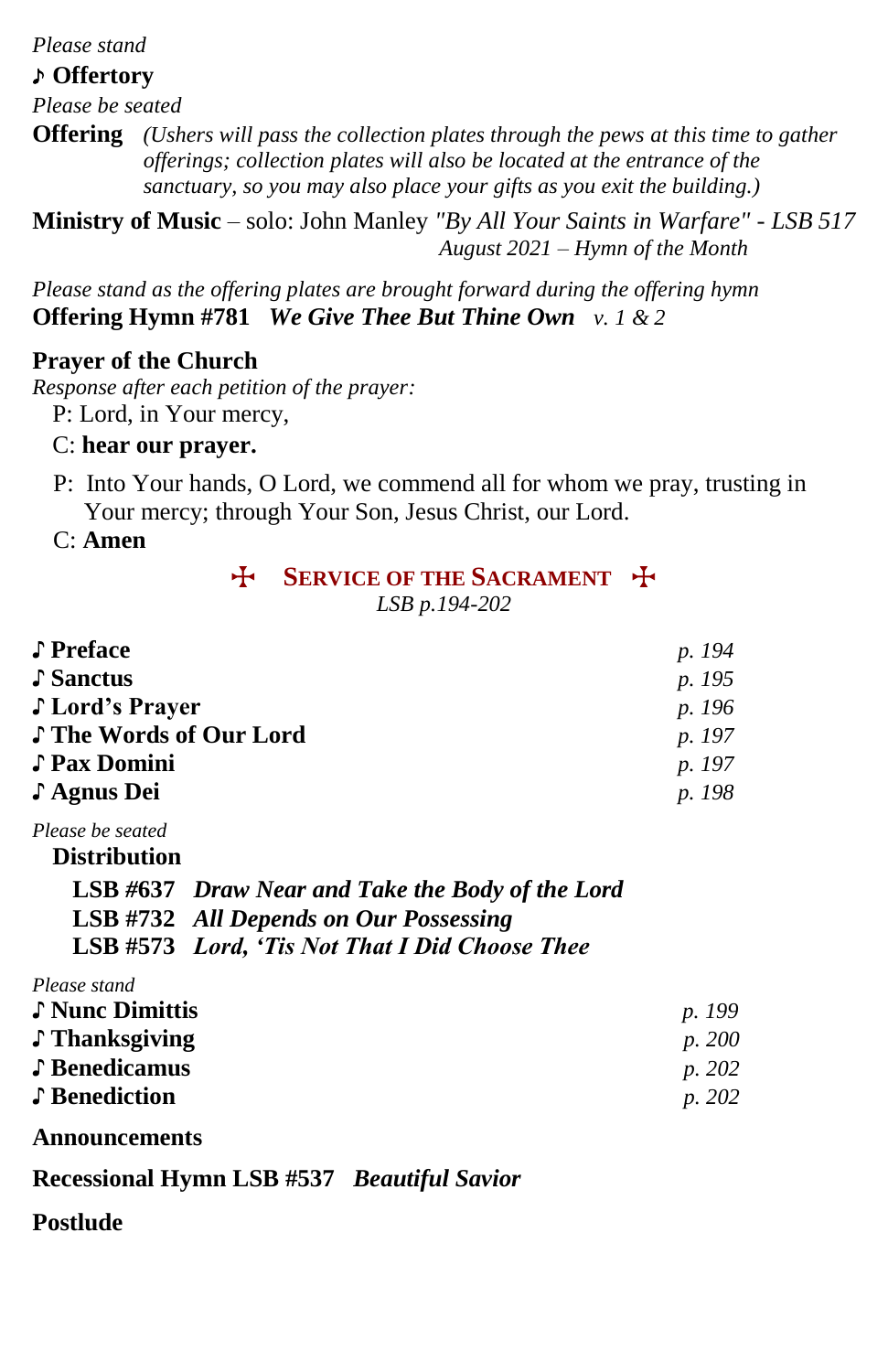*Please stand*

♪ **Offertory**

*Please be seated*

**Offering** *(Ushers will pass the collection plates through the pews at this time to gather offerings; collection plates will also be located at the entrance of the sanctuary, so you may also place your gifts as you exit the building.)*

**Ministry of Music** – solo: John Manley *"By All Your Saints in Warfare" - LSB 517*
*August 2021 – Hymn of the Month*

*Please stand as the offering plates are brought forward during the offering hymn*

**Offering Hymn #781** ***We Give Thee But Thine Own*** *v. 1 & 2*

**Prayer of the Church**

*Response after each petition of the prayer:*

P: Lord, in Your mercy,

C: **hear our prayer.**

P: Into Your hands, O Lord, we commend all for whom we pray, trusting in Your mercy; through Your Son, Jesus Christ, our Lord.

C: **Amen**

## ☩ SERVICE OF THE SACRAMENT ☩

*LSB p.194-202*

| | |
|---|---|
| ♪ **Preface** | *p. 194* |
| ♪ **Sanctus** | *p. 195* |
| ♪ **Lord's Prayer** | *p. 196* |
| ♪ **The Words of Our Lord** | *p. 197* |
| ♪ **Pax Domini** | *p. 197* |
| ♪ **Agnus Dei** | *p. 198* |

*Please be seated*

**Distribution**

**LSB #637** ***Draw Near and Take the Body of the Lord***
**LSB #732** ***All Depends on Our Possessing***
**LSB #573** ***Lord, 'Tis Not That I Did Choose Thee***

*Please stand*

| | |
|---|---|
| ♪ **Nunc Dimittis** | *p. 199* |
| ♪ **Thanksgiving** | *p. 200* |
| ♪ **Benedicamus** | *p. 202* |
| ♪ **Benediction** | *p. 202* |

**Announcements**

**Recessional Hymn LSB #537** ***Beautiful Savior***

**Postlude**